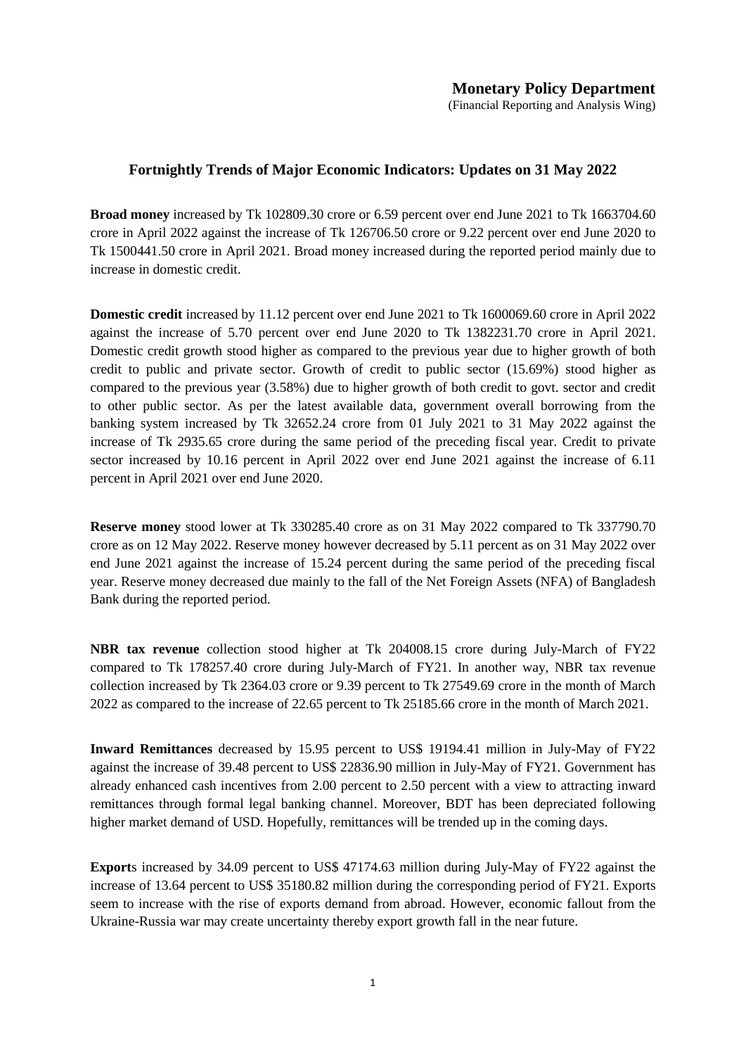**Monetary Policy Department**
(Financial Reporting and Analysis Wing)

## Fortnightly Trends of Major Economic Indicators: Updates on 31 May 2022

**Broad money** increased by Tk 102809.30 crore or 6.59 percent over end June 2021 to Tk 1663704.60 crore in April 2022 against the increase of Tk 126706.50 crore or 9.22 percent over end June 2020 to Tk 1500441.50 crore in April 2021. Broad money increased during the reported period mainly due to increase in domestic credit.

**Domestic credit** increased by 11.12 percent over end June 2021 to Tk 1600069.60 crore in April 2022 against the increase of 5.70 percent over end June 2020 to Tk 1382231.70 crore in April 2021. Domestic credit growth stood higher as compared to the previous year due to higher growth of both credit to public and private sector. Growth of credit to public sector (15.69%) stood higher as compared to the previous year (3.58%) due to higher growth of both credit to govt. sector and credit to other public sector. As per the latest available data, government overall borrowing from the banking system increased by Tk 32652.24 crore from 01 July 2021 to 31 May 2022 against the increase of Tk 2935.65 crore during the same period of the preceding fiscal year. Credit to private sector increased by 10.16 percent in April 2022 over end June 2021 against the increase of 6.11 percent in April 2021 over end June 2020.

**Reserve money** stood lower at Tk 330285.40 crore as on 31 May 2022 compared to Tk 337790.70 crore as on 12 May 2022. Reserve money however decreased by 5.11 percent as on 31 May 2022 over end June 2021 against the increase of 15.24 percent during the same period of the preceding fiscal year. Reserve money decreased due mainly to the fall of the Net Foreign Assets (NFA) of Bangladesh Bank during the reported period.

**NBR tax revenue** collection stood higher at Tk 204008.15 crore during July-March of FY22 compared to Tk 178257.40 crore during July-March of FY21. In another way, NBR tax revenue collection increased by Tk 2364.03 crore or 9.39 percent to Tk 27549.69 crore in the month of March 2022 as compared to the increase of 22.65 percent to Tk 25185.66 crore in the month of March 2021.

**Inward Remittances** decreased by 15.95 percent to US$ 19194.41 million in July-May of FY22 against the increase of 39.48 percent to US$ 22836.90 million in July-May of FY21. Government has already enhanced cash incentives from 2.00 percent to 2.50 percent with a view to attracting inward remittances through formal legal banking channel. Moreover, BDT has been depreciated following higher market demand of USD. Hopefully, remittances will be trended up in the coming days.

**Export**s increased by 34.09 percent to US$ 47174.63 million during July-May of FY22 against the increase of 13.64 percent to US$ 35180.82 million during the corresponding period of FY21. Exports seem to increase with the rise of exports demand from abroad. However, economic fallout from the Ukraine-Russia war may create uncertainty thereby export growth fall in the near future.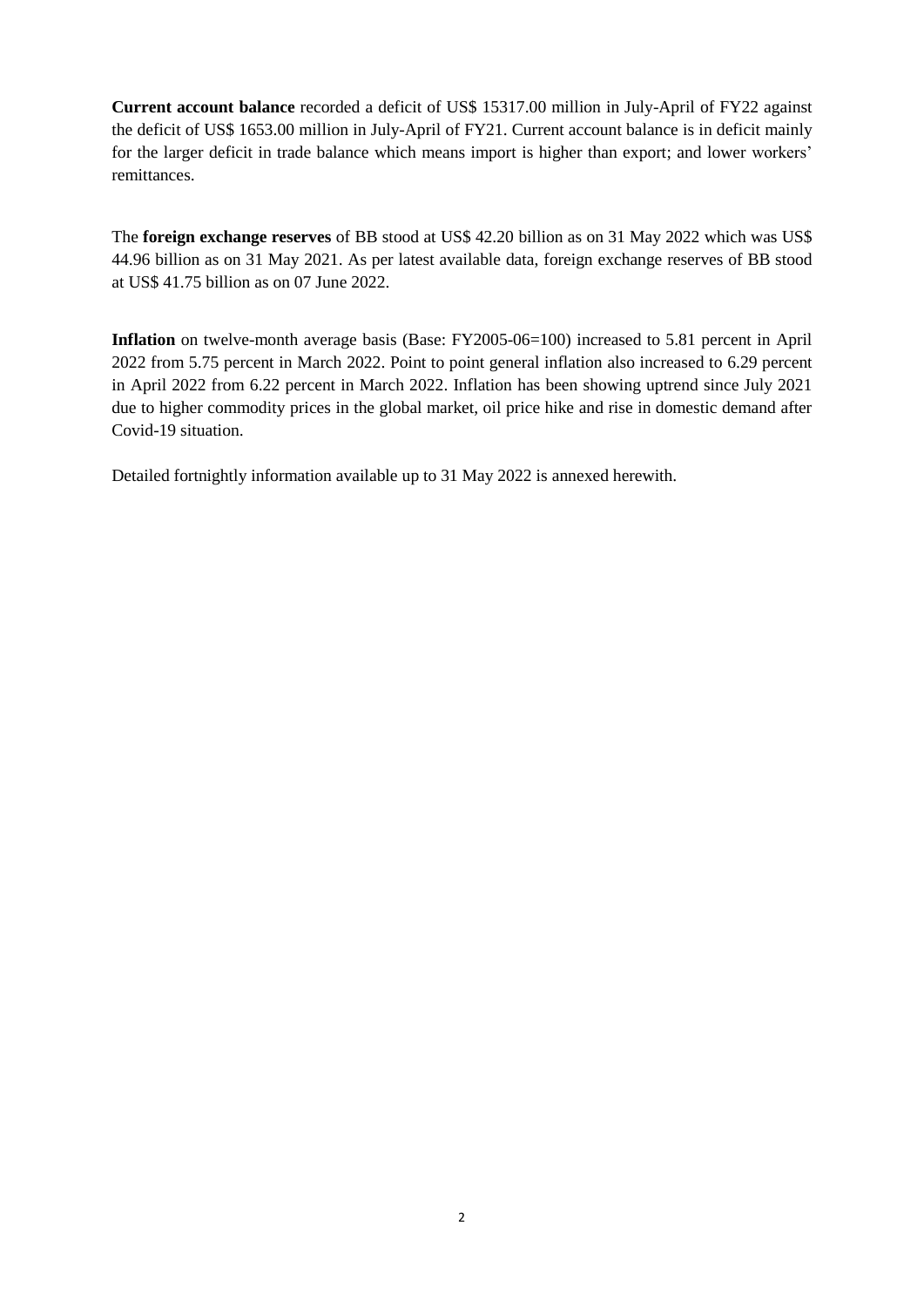**Current account balance** recorded a deficit of US$ 15317.00 million in July-April of FY22 against the deficit of US$ 1653.00 million in July-April of FY21. Current account balance is in deficit mainly for the larger deficit in trade balance which means import is higher than export; and lower workers' remittances.

The **foreign exchange reserves** of BB stood at US$ 42.20 billion as on 31 May 2022 which was US$ 44.96 billion as on 31 May 2021. As per latest available data, foreign exchange reserves of BB stood at US$ 41.75 billion as on 07 June 2022.

**Inflation** on twelve-month average basis (Base: FY2005-06=100) increased to 5.81 percent in April 2022 from 5.75 percent in March 2022. Point to point general inflation also increased to 6.29 percent in April 2022 from 6.22 percent in March 2022. Inflation has been showing uptrend since July 2021 due to higher commodity prices in the global market, oil price hike and rise in domestic demand after Covid-19 situation.

Detailed fortnightly information available up to 31 May 2022 is annexed herewith.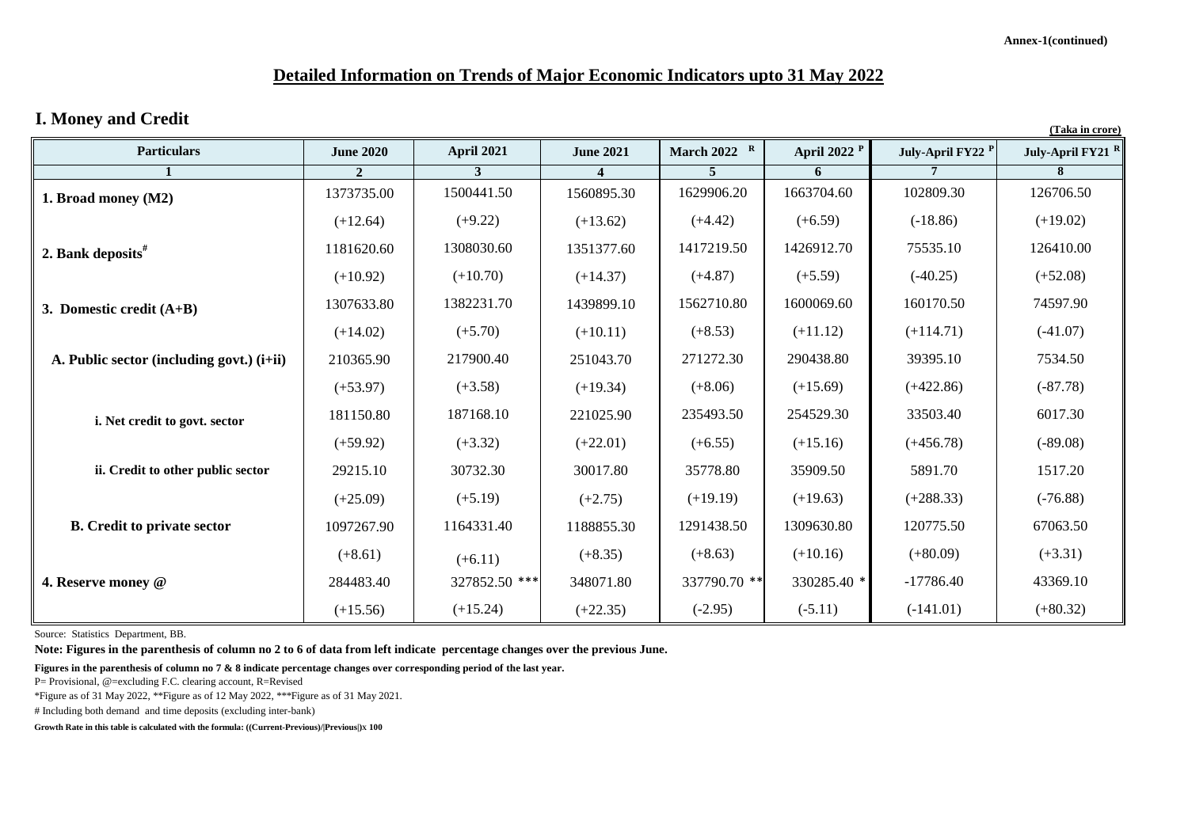Annex-1(continued)

# Detailed Information on Trends of Major Economic Indicators upto 31 May 2022

## I. Money and Credit

(Taka in crore)

| Particulars | June 2020 | April 2021 | June 2021 | March 2022 R | April 2022 P | July-April FY22 P | July-April FY21 R |
|---|---|---|---|---|---|---|---|
| 1 | 2 | 3 | 4 | 5 | 6 | 7 | 8 |
| **1. Broad money (M2)** | 1373735.00 | 1500441.50 | 1560895.30 | 1629906.20 | 1663704.60 | 102809.30 | 126706.50 |
| | (+12.64) | (+9.22) | (+13.62) | (+4.42) | (+6.59) | (-18.86) | (+19.02) |
| **2. Bank deposits#** | 1181620.60 | 1308030.60 | 1351377.60 | 1417219.50 | 1426912.70 | 75535.10 | 126410.00 |
| | (+10.92) | (+10.70) | (+14.37) | (+4.87) | (+5.59) | (-40.25) | (+52.08) |
| **3. Domestic credit (A+B)** | 1307633.80 | 1382231.70 | 1439899.10 | 1562710.80 | 1600069.60 | 160170.50 | 74597.90 |
| | (+14.02) | (+5.70) | (+10.11) | (+8.53) | (+11.12) | (+114.71) | (-41.07) |
| **A. Public sector (including govt.) (i+ii)** | 210365.90 | 217900.40 | 251043.70 | 271272.30 | 290438.80 | 39395.10 | 7534.50 |
| | (+53.97) | (+3.58) | (+19.34) | (+8.06) | (+15.69) | (+422.86) | (-87.78) |
| **i. Net credit to govt. sector** | 181150.80 | 187168.10 | 221025.90 | 235493.50 | 254529.30 | 33503.40 | 6017.30 |
| | (+59.92) | (+3.32) | (+22.01) | (+6.55) | (+15.16) | (+456.78) | (-89.08) |
| **ii. Credit to other public sector** | 29215.10 | 30732.30 | 30017.80 | 35778.80 | 35909.50 | 5891.70 | 1517.20 |
| | (+25.09) | (+5.19) | (+2.75) | (+19.19) | (+19.63) | (+288.33) | (-76.88) |
| **B. Credit to private sector** | 1097267.90 | 1164331.40 | 1188855.30 | 1291438.50 | 1309630.80 | 120775.50 | 67063.50 |
| | (+8.61) | (+6.11) | (+8.35) | (+8.63) | (+10.16) | (+80.09) | (+3.31) |
| **4. Reserve money @** | 284483.40 | 327852.50 *** | 348071.80 | 337790.70 ** | 330285.40 * | -17786.40 | 43369.10 |
| | (+15.56) | (+15.24) | (+22.35) | (-2.95) | (-5.11) | (-141.01) | (+80.32) |

Source: Statistics Department, BB.

**Note: Figures in the parenthesis of column no 2 to 6 of data from left indicate percentage changes over the previous June.**

**Figures in the parenthesis of column no 7 & 8 indicate percentage changes over corresponding period of the last year.**

P= Provisional, @=excluding F.C. clearing account, R=Revised

*Figure as of 31 May 2022, **Figure as of 12 May 2022, ***Figure as of 31 May 2021.

# Including both demand and time deposits (excluding inter-bank)

**Growth Rate in this table is calculated with the formula: ((Current-Previous)/|Previous|)x 100**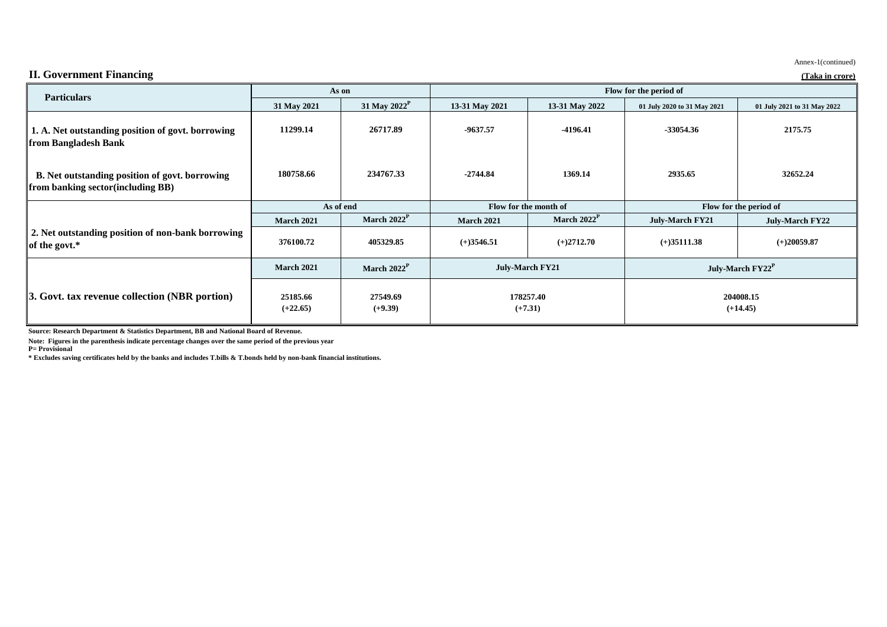Annex-1(continued)

## II. Government Financing

**(Taka in crore)**

| Particulars | As on | | Flow for the period of | | | |
|---|---|---|---|---|---|---|
| | 31 May 2021 | 31 May 2022[P] | 13-31 May 2021 | 13-31 May 2022 | 01 July 2020 to 31 May 2021 | 01 July 2021 to 31 May 2022 |
| **1. A. Net outstanding position of govt. borrowing from Bangladesh Bank** | 11299.14 | 26717.89 | -9637.57 | -4196.41 | -33054.36 | 2175.75 |
| **B. Net outstanding position of govt. borrowing from banking sector(including BB)** | 180758.66 | 234767.33 | -2744.84 | 1369.14 | 2935.65 | 32652.24 |
| | **As of end** | | **Flow for the month of** | | **Flow for the period of** | |
| | **March 2021** | **March 2022[P]** | **March 2021** | **March 2022[P]** | **July-March FY21** | **July-March FY22** |
| **2. Net outstanding position of non-bank borrowing of the govt.*** | 376100.72 | 405329.85 | (+)3546.51 | (+)2712.70 | (+)35111.38 | (+)20059.87 |
| | **March 2021** | **March 2022[P]** | **July-March FY21** | | **July-March FY22[P]** | |
| **3. Govt. tax revenue collection (NBR portion)** | 25185.66 (+22.65) | 27549.69 (+9.39) | 178257.40 (+7.31) | | 204008.15 (+14.45) | |

**Source: Research Department & Statistics Department, BB and National Board of Revenue.**

**Note: Figures in the parenthesis indicate percentage changes over the same period of the previous year**
**P= Provisional**

*** Excludes saving certificates held by the banks and includes T.bills & T.bonds held by non-bank financial institutions.**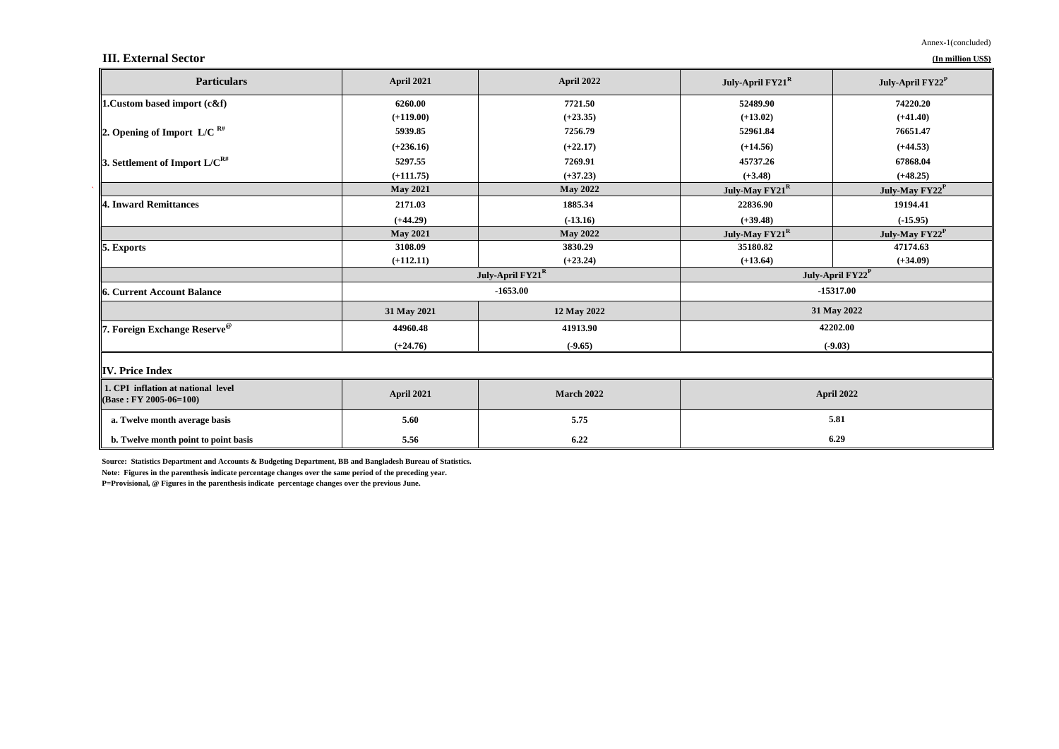Annex-1(concluded)

## III. External Sector

**(In million US$)**

| Particulars | April 2021 | April 2022 | July-April FY21[R] | July-April FY22[P] |
|---|---|---|---|---|
| **1.Custom based import (c&f)** | 6260.00 | 7721.50 | 52489.90 | 74220.20 |
| | (+119.00) | (+23.35) | (+13.02) | (+41.40) |
| **2. Opening of Import L/C [R#]** | 5939.85 | 7256.79 | 52961.84 | 76651.47 |
| | (+236.16) | (+22.17) | (+14.56) | (+44.53) |
| **3. Settlement of Import L/C[R#]** | 5297.55 | 7269.91 | 45737.26 | 67868.04 |
| | (+111.75) | (+37.23) | (+3.48) | (+48.25) |
| | **May 2021** | **May 2022** | **July-May FY21[R]** | **July-May FY22[P]** |
| **4. Inward Remittances** | 2171.03 | 1885.34 | 22836.90 | 19194.41 |
| | (+44.29) | (-13.16) | (+39.48) | (-15.95) |
| | **May 2021** | **May 2022** | **July-May FY21[R]** | **July-May FY22[P]** |
| **5. Exports** | 3108.09 | 3830.29 | 35180.82 | 47174.63 |
| | (+112.11) | (+23.24) | (+13.64) | (+34.09) |
| | **July-April FY21[R]** | | **July-April FY22[P]** | |
| **6. Current Account Balance** | -1653.00 | | -15317.00 | |
| | **31 May 2021** | **12 May 2022** | **31 May 2022** | |
| **7. Foreign Exchange Reserve[@]** | 44960.48 | 41913.90 | 42202.00 | |
| | (+24.76) | (-9.65) | (-9.03) | |

## IV. Price Index

| 1. CPI inflation at national level (Base : FY 2005-06=100) | April 2021 | March 2022 | April 2022 |
|---|---|---|---|
| a. Twelve month average basis | 5.60 | 5.75 | 5.81 |
| b. Twelve month point to point basis | 5.56 | 6.22 | 6.29 |

**Source: Statistics Department and Accounts & Budgeting Department, BB and Bangladesh Bureau of Statistics.**

**Note: Figures in the parenthesis indicate percentage changes over the same period of the preceding year.**

**P=Provisional, @ Figures in the parenthesis indicate percentage changes over the previous June.**